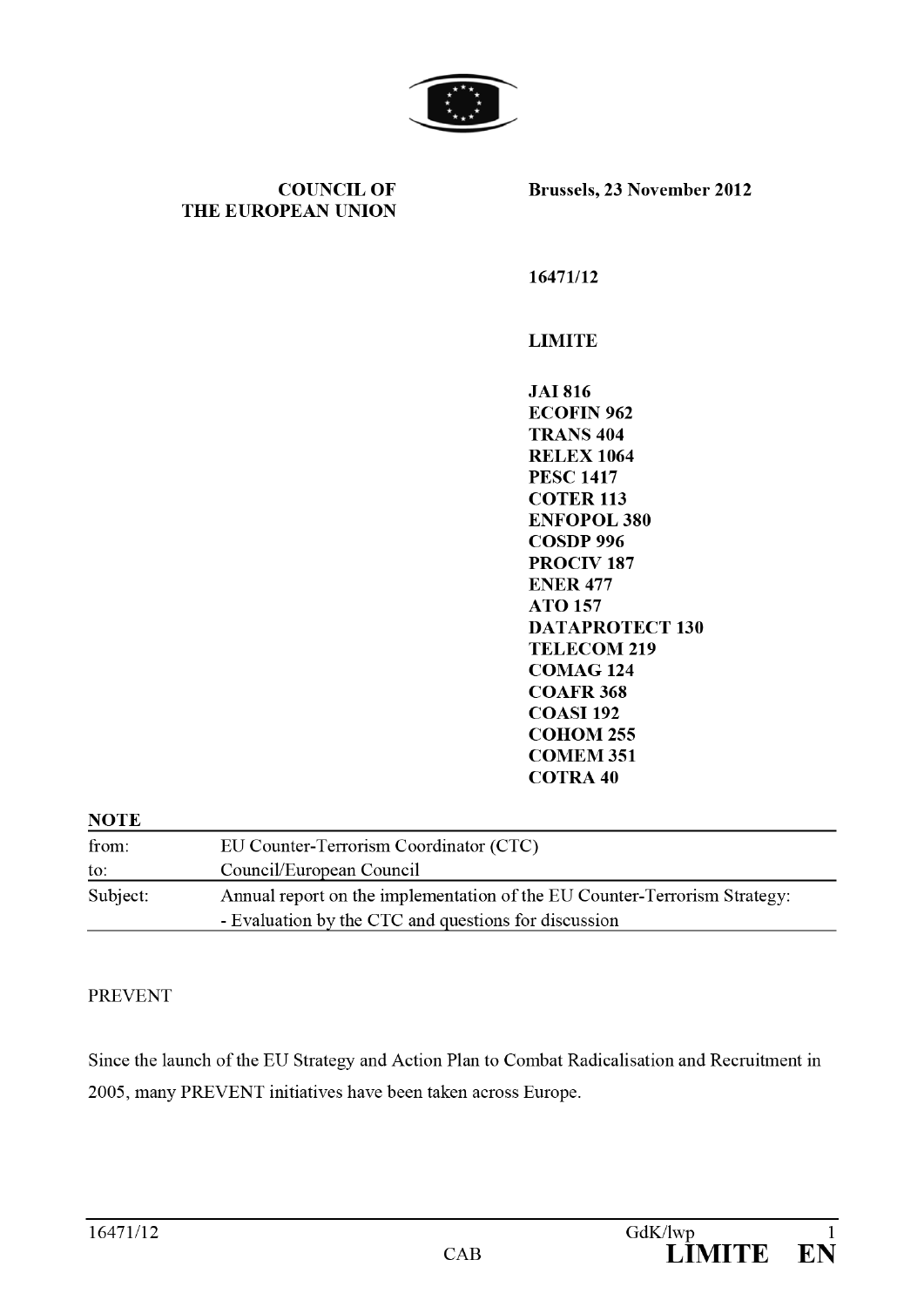**COUNCIL OF THE EUROPEAN UNION**

**Brussels, 23 November 2012**

**16471/12**

**LIMITE**

**JAI 816**
**ECOFIN 962**
**TRANS 404**
**RELEX 1064**
**PESC 1417**
**COTER 113**
**ENFOPOL 380**
**COSDP 996**
**PROCIV 187**
**ENER 477**
**ATO 157**
**DATAPROTECT 130**
**TELECOM 219**
**COMAG 124**
**COAFR 368**
**COASI 192**
**COHOM 255**
**COMEM 351**
**COTRA 40**

**NOTE**

| | |
|---|---|
| from: | EU Counter-Terrorism Coordinator (CTC) |
| to: | Council/European Council |
| Subject: | Annual report on the implementation of the EU Counter-Terrorism Strategy: - Evaluation by the CTC and questions for discussion |

PREVENT

Since the launch of the EU Strategy and Action Plan to Combat Radicalisation and Recruitment in 2005, many PREVENT initiatives have been taken across Europe.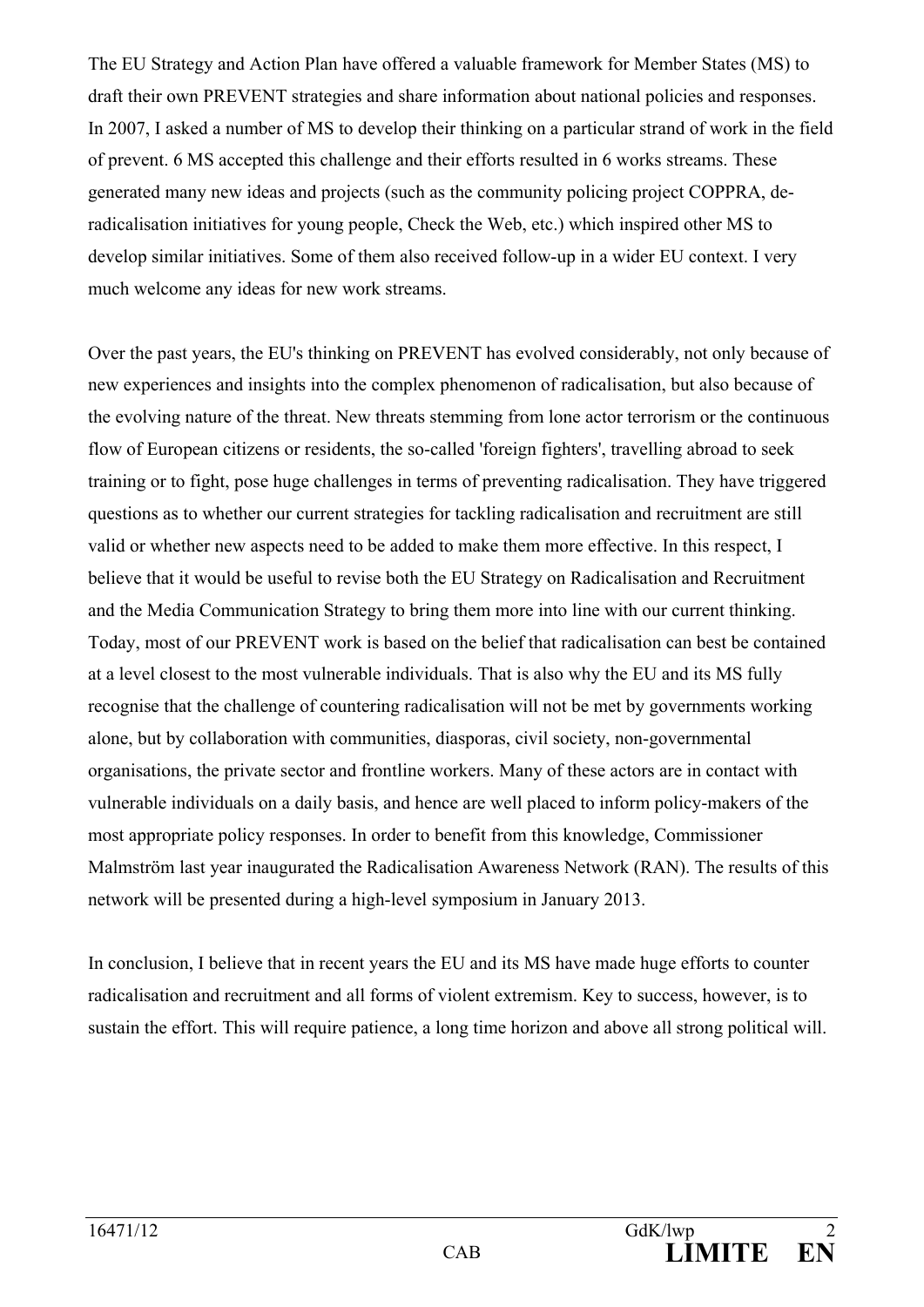The EU Strategy and Action Plan have offered a valuable framework for Member States (MS) to draft their own PREVENT strategies and share information about national policies and responses. In 2007, I asked a number of MS to develop their thinking on a particular strand of work in the field of prevent. 6 MS accepted this challenge and their efforts resulted in 6 works streams. These generated many new ideas and projects (such as the community policing project COPPRA, de-radicalisation initiatives for young people, Check the Web, etc.) which inspired other MS to develop similar initiatives. Some of them also received follow-up in a wider EU context. I very much welcome any ideas for new work streams.

Over the past years, the EU's thinking on PREVENT has evolved considerably, not only because of new experiences and insights into the complex phenomenon of radicalisation, but also because of the evolving nature of the threat. New threats stemming from lone actor terrorism or the continuous flow of European citizens or residents, the so-called 'foreign fighters', travelling abroad to seek training or to fight, pose huge challenges in terms of preventing radicalisation. They have triggered questions as to whether our current strategies for tackling radicalisation and recruitment are still valid or whether new aspects need to be added to make them more effective. In this respect, I believe that it would be useful to revise both the EU Strategy on Radicalisation and Recruitment and the Media Communication Strategy to bring them more into line with our current thinking. Today, most of our PREVENT work is based on the belief that radicalisation can best be contained at a level closest to the most vulnerable individuals. That is also why the EU and its MS fully recognise that the challenge of countering radicalisation will not be met by governments working alone, but by collaboration with communities, diasporas, civil society, non-governmental organisations, the private sector and frontline workers. Many of these actors are in contact with vulnerable individuals on a daily basis, and hence are well placed to inform policy-makers of the most appropriate policy responses. In order to benefit from this knowledge, Commissioner Malmström last year inaugurated the Radicalisation Awareness Network (RAN). The results of this network will be presented during a high-level symposium in January 2013.

In conclusion, I believe that in recent years the EU and its MS have made huge efforts to counter radicalisation and recruitment and all forms of violent extremism. Key to success, however, is to sustain the effort. This will require patience, a long time horizon and above all strong political will.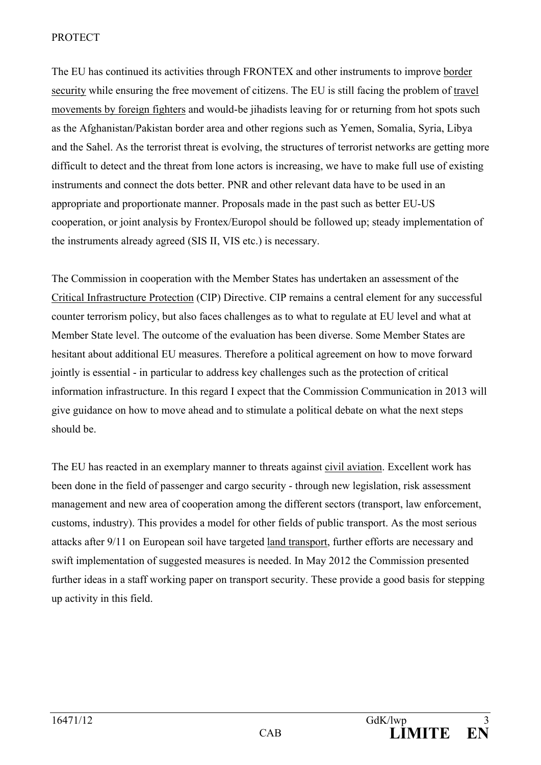PROTECT

The EU has continued its activities through FRONTEX and other instruments to improve border security while ensuring the free movement of citizens. The EU is still facing the problem of travel movements by foreign fighters and would-be jihadists leaving for or returning from hot spots such as the Afghanistan/Pakistan border area and other regions such as Yemen, Somalia, Syria, Libya and the Sahel. As the terrorist threat is evolving, the structures of terrorist networks are getting more difficult to detect and the threat from lone actors is increasing, we have to make full use of existing instruments and connect the dots better. PNR and other relevant data have to be used in an appropriate and proportionate manner. Proposals made in the past such as better EU-US cooperation, or joint analysis by Frontex/Europol should be followed up; steady implementation of the instruments already agreed (SIS II, VIS etc.) is necessary.

The Commission in cooperation with the Member States has undertaken an assessment of the Critical Infrastructure Protection (CIP) Directive. CIP remains a central element for any successful counter terrorism policy, but also faces challenges as to what to regulate at EU level and what at Member State level. The outcome of the evaluation has been diverse. Some Member States are hesitant about additional EU measures. Therefore a political agreement on how to move forward jointly is essential - in particular to address key challenges such as the protection of critical information infrastructure. In this regard I expect that the Commission Communication in 2013 will give guidance on how to move ahead and to stimulate a political debate on what the next steps should be.

The EU has reacted in an exemplary manner to threats against civil aviation. Excellent work has been done in the field of passenger and cargo security - through new legislation, risk assessment management and new area of cooperation among the different sectors (transport, law enforcement, customs, industry). This provides a model for other fields of public transport. As the most serious attacks after 9/11 on European soil have targeted land transport, further efforts are necessary and swift implementation of suggested measures is needed. In May 2012 the Commission presented further ideas in a staff working paper on transport security. These provide a good basis for stepping up activity in this field.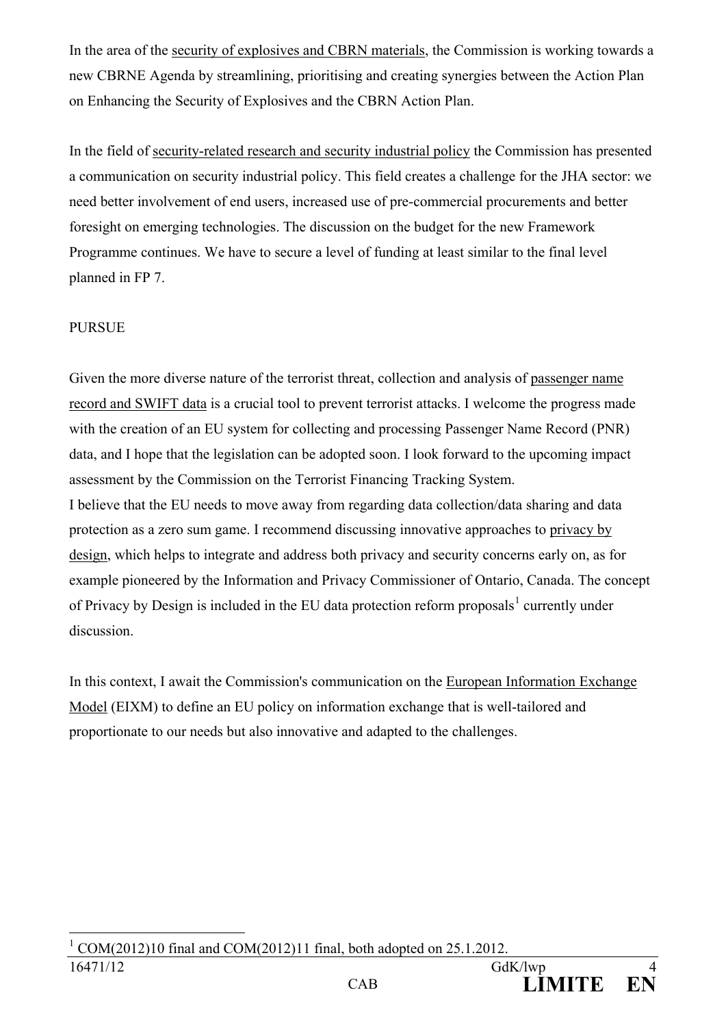In the area of the security of explosives and CBRN materials, the Commission is working towards a new CBRNE Agenda by streamlining, prioritising and creating synergies between the Action Plan on Enhancing the Security of Explosives and the CBRN Action Plan.

In the field of security-related research and security industrial policy the Commission has presented a communication on security industrial policy. This field creates a challenge for the JHA sector: we need better involvement of end users, increased use of pre-commercial procurements and better foresight on emerging technologies. The discussion on the budget for the new Framework Programme continues. We have to secure a level of funding at least similar to the final level planned in FP 7.

PURSUE

Given the more diverse nature of the terrorist threat, collection and analysis of passenger name record and SWIFT data is a crucial tool to prevent terrorist attacks. I welcome the progress made with the creation of an EU system for collecting and processing Passenger Name Record (PNR) data, and I hope that the legislation can be adopted soon. I look forward to the upcoming impact assessment by the Commission on the Terrorist Financing Tracking System.
I believe that the EU needs to move away from regarding data collection/data sharing and data protection as a zero sum game. I recommend discussing innovative approaches to privacy by design, which helps to integrate and address both privacy and security concerns early on, as for example pioneered by the Information and Privacy Commissioner of Ontario, Canada. The concept of Privacy by Design is included in the EU data protection reform proposals[1] currently under discussion.

In this context, I await the Commission's communication on the European Information Exchange Model (EIXM) to define an EU policy on information exchange that is well-tailored and proportionate to our needs but also innovative and adapted to the challenges.

[1] COM(2012)10 final and COM(2012)11 final, both adopted on 25.1.2012.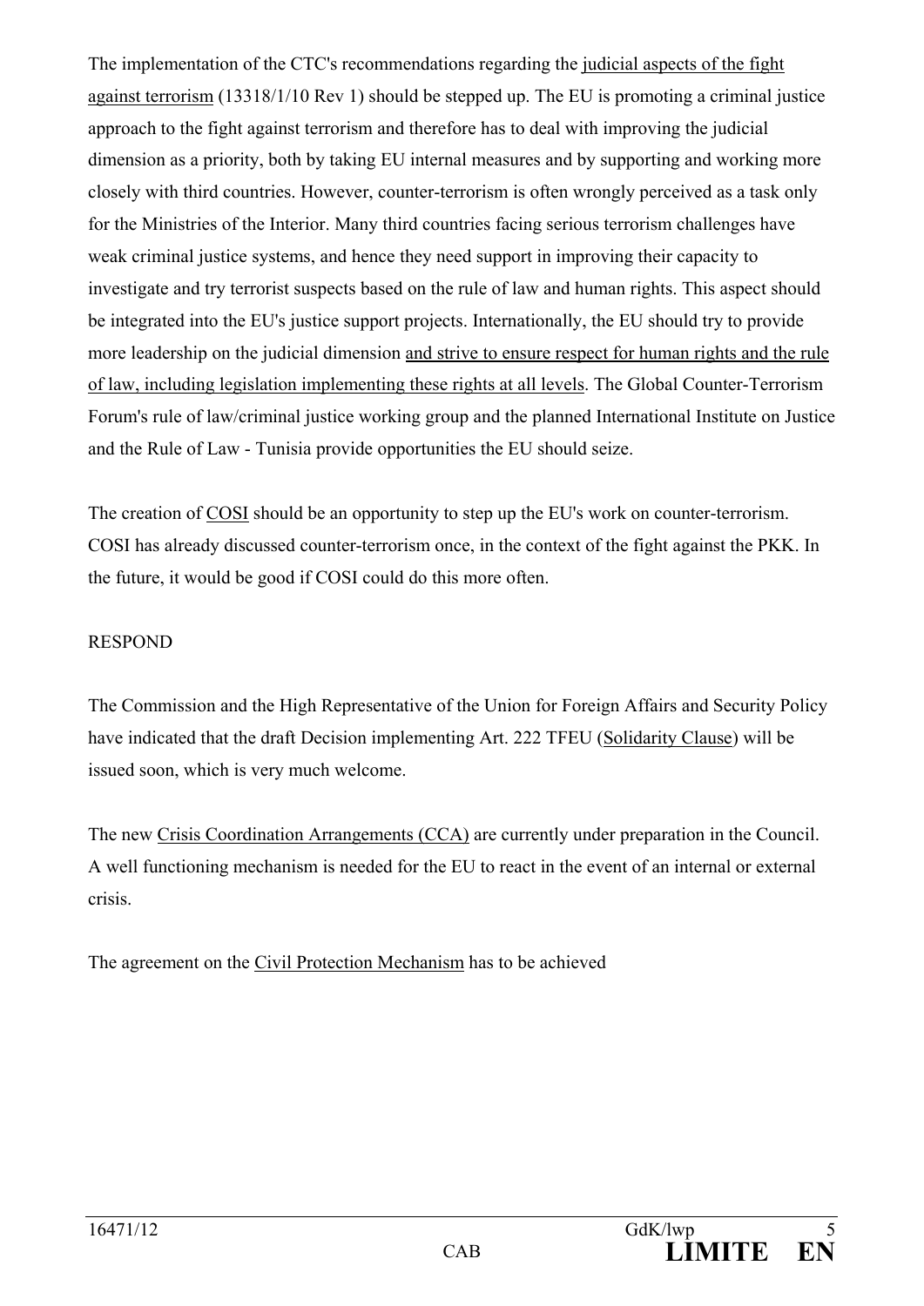The implementation of the CTC's recommendations regarding the judicial aspects of the fight against terrorism (13318/1/10 Rev 1) should be stepped up. The EU is promoting a criminal justice approach to the fight against terrorism and therefore has to deal with improving the judicial dimension as a priority, both by taking EU internal measures and by supporting and working more closely with third countries. However, counter-terrorism is often wrongly perceived as a task only for the Ministries of the Interior. Many third countries facing serious terrorism challenges have weak criminal justice systems, and hence they need support in improving their capacity to investigate and try terrorist suspects based on the rule of law and human rights. This aspect should be integrated into the EU's justice support projects. Internationally, the EU should try to provide more leadership on the judicial dimension and strive to ensure respect for human rights and the rule of law, including legislation implementing these rights at all levels. The Global Counter-Terrorism Forum's rule of law/criminal justice working group and the planned International Institute on Justice and the Rule of Law - Tunisia provide opportunities the EU should seize.

The creation of COSI should be an opportunity to step up the EU's work on counter-terrorism. COSI has already discussed counter-terrorism once, in the context of the fight against the PKK. In the future, it would be good if COSI could do this more often.

RESPOND

The Commission and the High Representative of the Union for Foreign Affairs and Security Policy have indicated that the draft Decision implementing Art. 222 TFEU (Solidarity Clause) will be issued soon, which is very much welcome.

The new Crisis Coordination Arrangements (CCA) are currently under preparation in the Council. A well functioning mechanism is needed for the EU to react in the event of an internal or external crisis.

The agreement on the Civil Protection Mechanism has to be achieved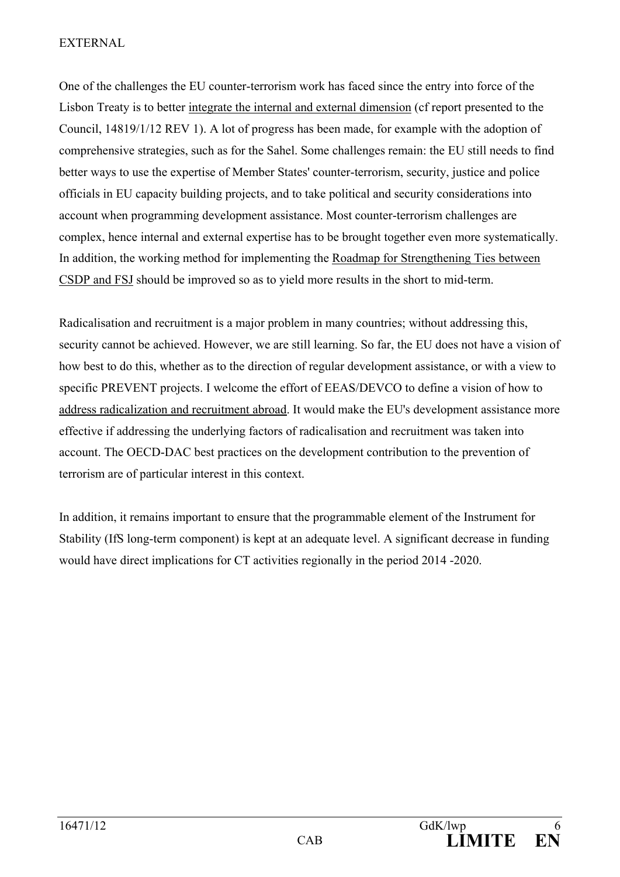EXTERNAL

One of the challenges the EU counter-terrorism work has faced since the entry into force of the Lisbon Treaty is to better integrate the internal and external dimension (cf report presented to the Council, 14819/1/12 REV 1). A lot of progress has been made, for example with the adoption of comprehensive strategies, such as for the Sahel. Some challenges remain: the EU still needs to find better ways to use the expertise of Member States' counter-terrorism, security, justice and police officials in EU capacity building projects, and to take political and security considerations into account when programming development assistance. Most counter-terrorism challenges are complex, hence internal and external expertise has to be brought together even more systematically. In addition, the working method for implementing the Roadmap for Strengthening Ties between CSDP and FSJ should be improved so as to yield more results in the short to mid-term.

Radicalisation and recruitment is a major problem in many countries; without addressing this, security cannot be achieved. However, we are still learning. So far, the EU does not have a vision of how best to do this, whether as to the direction of regular development assistance, or with a view to specific PREVENT projects. I welcome the effort of EEAS/DEVCO to define a vision of how to address radicalization and recruitment abroad. It would make the EU's development assistance more effective if addressing the underlying factors of radicalisation and recruitment was taken into account. The OECD-DAC best practices on the development contribution to the prevention of terrorism are of particular interest in this context.

In addition, it remains important to ensure that the programmable element of the Instrument for Stability (IfS long-term component) is kept at an adequate level. A significant decrease in funding would have direct implications for CT activities regionally in the period 2014 -2020.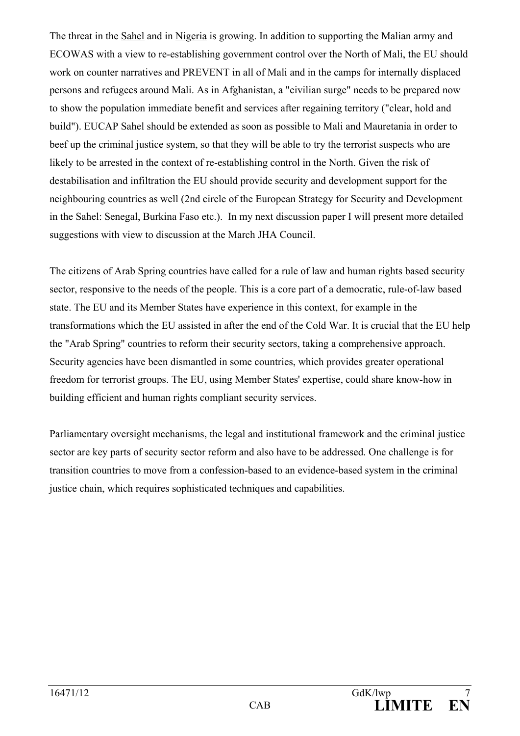The threat in the Sahel and in Nigeria is growing. In addition to supporting the Malian army and ECOWAS with a view to re-establishing government control over the North of Mali, the EU should work on counter narratives and PREVENT in all of Mali and in the camps for internally displaced persons and refugees around Mali. As in Afghanistan, a "civilian surge" needs to be prepared now to show the population immediate benefit and services after regaining territory ("clear, hold and build"). EUCAP Sahel should be extended as soon as possible to Mali and Mauretania in order to beef up the criminal justice system, so that they will be able to try the terrorist suspects who are likely to be arrested in the context of re-establishing control in the North. Given the risk of destabilisation and infiltration the EU should provide security and development support for the neighbouring countries as well (2nd circle of the European Strategy for Security and Development in the Sahel: Senegal, Burkina Faso etc.). In my next discussion paper I will present more detailed suggestions with view to discussion at the March JHA Council.

The citizens of Arab Spring countries have called for a rule of law and human rights based security sector, responsive to the needs of the people. This is a core part of a democratic, rule-of-law based state. The EU and its Member States have experience in this context, for example in the transformations which the EU assisted in after the end of the Cold War. It is crucial that the EU help the "Arab Spring" countries to reform their security sectors, taking a comprehensive approach. Security agencies have been dismantled in some countries, which provides greater operational freedom for terrorist groups. The EU, using Member States' expertise, could share know-how in building efficient and human rights compliant security services.

Parliamentary oversight mechanisms, the legal and institutional framework and the criminal justice sector are key parts of security sector reform and also have to be addressed. One challenge is for transition countries to move from a confession-based to an evidence-based system in the criminal justice chain, which requires sophisticated techniques and capabilities.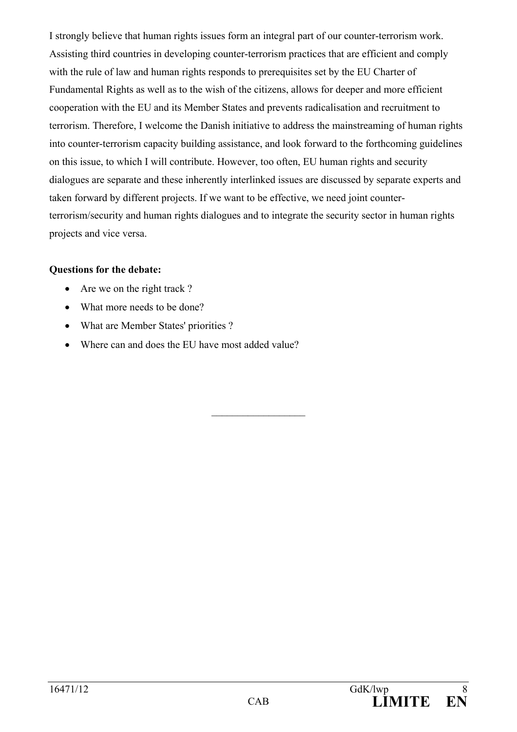I strongly believe that human rights issues form an integral part of our counter-terrorism work. Assisting third countries in developing counter-terrorism practices that are efficient and comply with the rule of law and human rights responds to prerequisites set by the EU Charter of Fundamental Rights as well as to the wish of the citizens, allows for deeper and more efficient cooperation with the EU and its Member States and prevents radicalisation and recruitment to terrorism. Therefore, I welcome the Danish initiative to address the mainstreaming of human rights into counter-terrorism capacity building assistance, and look forward to the forthcoming guidelines on this issue, to which I will contribute. However, too often, EU human rights and security dialogues are separate and these inherently interlinked issues are discussed by separate experts and taken forward by different projects. If we want to be effective, we need joint counter-terrorism/security and human rights dialogues and to integrate the security sector in human rights projects and vice versa.

**Questions for the debate:**

- Are we on the right track ?
- What more needs to be done?
- What are Member States' priorities ?
- Where can and does the EU have most added value?